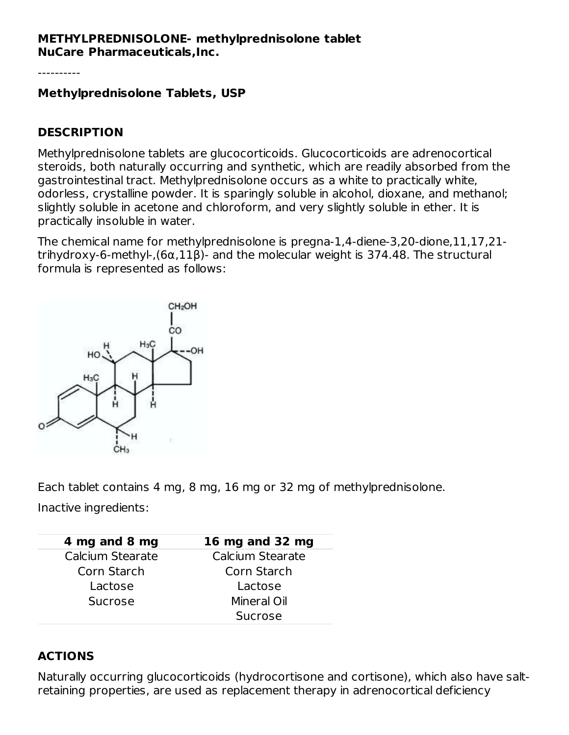**METHYLPREDNISOLONE- methylprednisolone tablet**
**NuCare Pharmaceuticals,Inc.**

----------

**Methylprednisolone Tablets, USP**

## DESCRIPTION

Methylprednisolone tablets are glucocorticoids. Glucocorticoids are adrenocortical steroids, both naturally occurring and synthetic, which are readily absorbed from the gastrointestinal tract. Methylprednisolone occurs as a white to practically white, odorless, crystalline powder. It is sparingly soluble in alcohol, dioxane, and methanol; slightly soluble in acetone and chloroform, and very slightly soluble in ether. It is practically insoluble in water.

The chemical name for methylprednisolone is pregna-1,4-diene-3,20-dione,11,17,21-trihydroxy-6-methyl-,(6α,11β)- and the molecular weight is 374.48. The structural formula is represented as follows:

Each tablet contains 4 mg, 8 mg, 16 mg or 32 mg of methylprednisolone.

Inactive ingredients:

| 4 mg and 8 mg | 16 mg and 32 mg |
|---|---|
| Calcium Stearate | Calcium Stearate |
| Corn Starch | Corn Starch |
| Lactose | Lactose |
| Sucrose | Mineral Oil |
| | Sucrose |

## ACTIONS

Naturally occurring glucocorticoids (hydrocortisone and cortisone), which also have salt-retaining properties, are used as replacement therapy in adrenocortical deficiency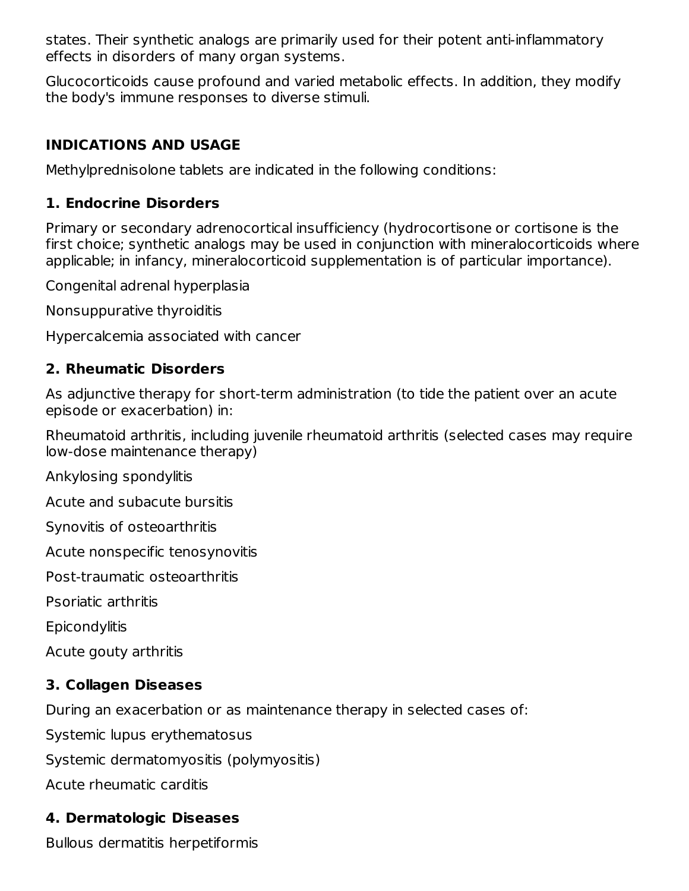states. Their synthetic analogs are primarily used for their potent anti-inflammatory effects in disorders of many organ systems.

Glucocorticoids cause profound and varied metabolic effects. In addition, they modify the body's immune responses to diverse stimuli.

## INDICATIONS AND USAGE

Methylprednisolone tablets are indicated in the following conditions:

### 1. Endocrine Disorders

Primary or secondary adrenocortical insufficiency (hydrocortisone or cortisone is the first choice; synthetic analogs may be used in conjunction with mineralocorticoids where applicable; in infancy, mineralocorticoid supplementation is of particular importance).

Congenital adrenal hyperplasia

Nonsuppurative thyroiditis

Hypercalcemia associated with cancer

### 2. Rheumatic Disorders

As adjunctive therapy for short-term administration (to tide the patient over an acute episode or exacerbation) in:

Rheumatoid arthritis, including juvenile rheumatoid arthritis (selected cases may require low-dose maintenance therapy)

Ankylosing spondylitis

Acute and subacute bursitis

Synovitis of osteoarthritis

Acute nonspecific tenosynovitis

Post-traumatic osteoarthritis

Psoriatic arthritis

Epicondylitis

Acute gouty arthritis

### 3. Collagen Diseases

During an exacerbation or as maintenance therapy in selected cases of:

Systemic lupus erythematosus

Systemic dermatomyositis (polymyositis)

Acute rheumatic carditis

### 4. Dermatologic Diseases

Bullous dermatitis herpetiformis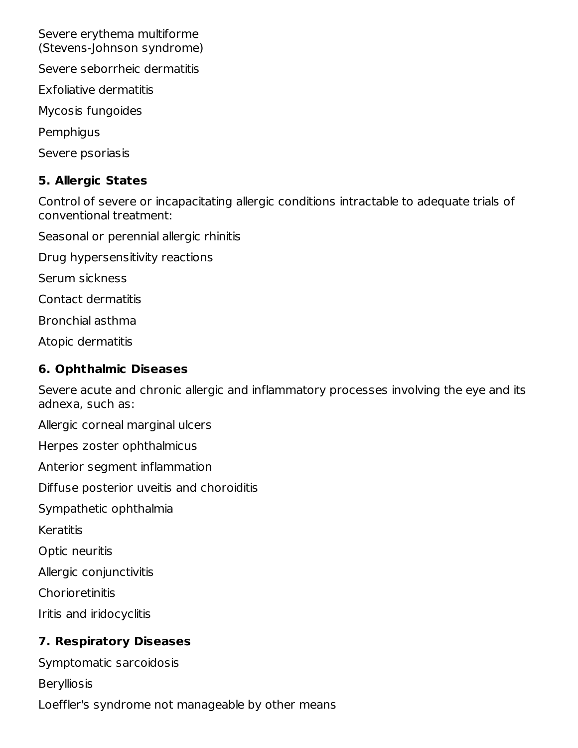Severe erythema multiforme
(Stevens-Johnson syndrome)

Severe seborrheic dermatitis

Exfoliative dermatitis

Mycosis fungoides

Pemphigus

Severe psoriasis

### 5. Allergic States

Control of severe or incapacitating allergic conditions intractable to adequate trials of conventional treatment:

Seasonal or perennial allergic rhinitis

Drug hypersensitivity reactions

Serum sickness

Contact dermatitis

Bronchial asthma

Atopic dermatitis

### 6. Ophthalmic Diseases

Severe acute and chronic allergic and inflammatory processes involving the eye and its adnexa, such as:

Allergic corneal marginal ulcers

Herpes zoster ophthalmicus

Anterior segment inflammation

Diffuse posterior uveitis and choroiditis

Sympathetic ophthalmia

Keratitis

Optic neuritis

Allergic conjunctivitis

Chorioretinitis

Iritis and iridocyclitis

### 7. Respiratory Diseases

Symptomatic sarcoidosis

Berylliosis

Loeffler's syndrome not manageable by other means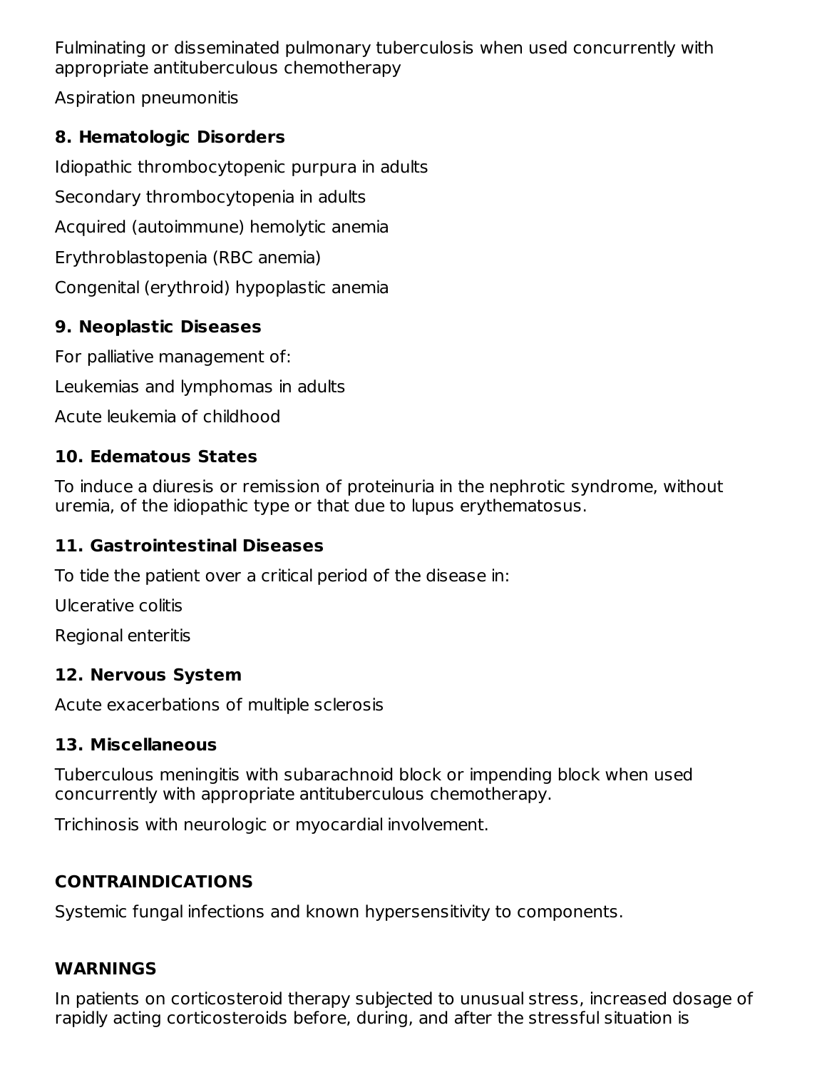Fulminating or disseminated pulmonary tuberculosis when used concurrently with appropriate antituberculous chemotherapy

Aspiration pneumonitis

**8. Hematologic Disorders**

Idiopathic thrombocytopenic purpura in adults

Secondary thrombocytopenia in adults

Acquired (autoimmune) hemolytic anemia

Erythroblastopenia (RBC anemia)

Congenital (erythroid) hypoplastic anemia

**9. Neoplastic Diseases**

For palliative management of:

Leukemias and lymphomas in adults

Acute leukemia of childhood

**10. Edematous States**

To induce a diuresis or remission of proteinuria in the nephrotic syndrome, without uremia, of the idiopathic type or that due to lupus erythematosus.

**11. Gastrointestinal Diseases**

To tide the patient over a critical period of the disease in:

Ulcerative colitis

Regional enteritis

**12. Nervous System**

Acute exacerbations of multiple sclerosis

**13. Miscellaneous**

Tuberculous meningitis with subarachnoid block or impending block when used concurrently with appropriate antituberculous chemotherapy.

Trichinosis with neurologic or myocardial involvement.

## CONTRAINDICATIONS

Systemic fungal infections and known hypersensitivity to components.

## WARNINGS

In patients on corticosteroid therapy subjected to unusual stress, increased dosage of rapidly acting corticosteroids before, during, and after the stressful situation is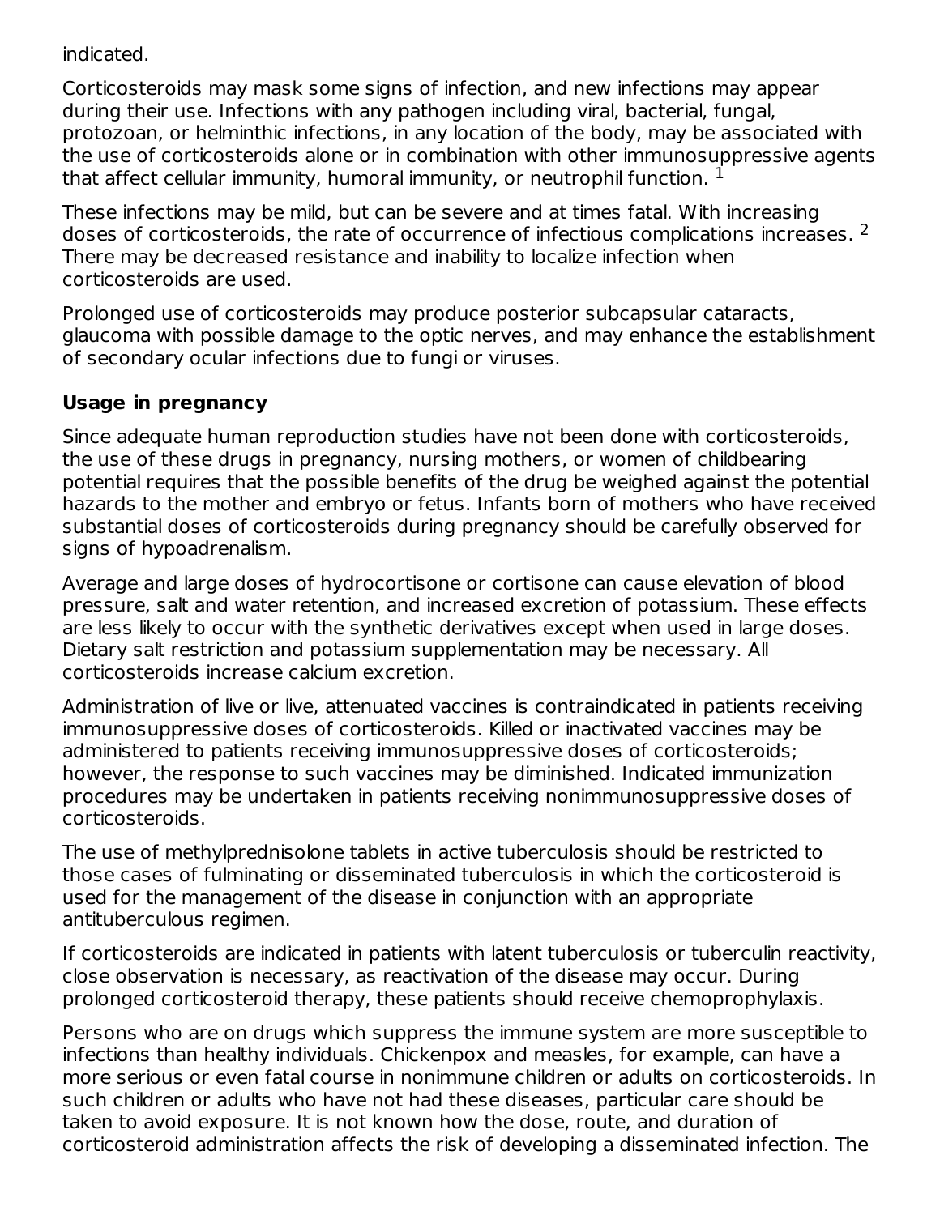indicated.

Corticosteroids may mask some signs of infection, and new infections may appear during their use. Infections with any pathogen including viral, bacterial, fungal, protozoan, or helminthic infections, in any location of the body, may be associated with the use of corticosteroids alone or in combination with other immunosuppressive agents that affect cellular immunity, humoral immunity, or neutrophil function. [1]

These infections may be mild, but can be severe and at times fatal. With increasing doses of corticosteroids, the rate of occurrence of infectious complications increases. [2] There may be decreased resistance and inability to localize infection when corticosteroids are used.

Prolonged use of corticosteroids may produce posterior subcapsular cataracts, glaucoma with possible damage to the optic nerves, and may enhance the establishment of secondary ocular infections due to fungi or viruses.

**Usage in pregnancy**

Since adequate human reproduction studies have not been done with corticosteroids, the use of these drugs in pregnancy, nursing mothers, or women of childbearing potential requires that the possible benefits of the drug be weighed against the potential hazards to the mother and embryo or fetus. Infants born of mothers who have received substantial doses of corticosteroids during pregnancy should be carefully observed for signs of hypoadrenalism.

Average and large doses of hydrocortisone or cortisone can cause elevation of blood pressure, salt and water retention, and increased excretion of potassium. These effects are less likely to occur with the synthetic derivatives except when used in large doses. Dietary salt restriction and potassium supplementation may be necessary. All corticosteroids increase calcium excretion.

Administration of live or live, attenuated vaccines is contraindicated in patients receiving immunosuppressive doses of corticosteroids. Killed or inactivated vaccines may be administered to patients receiving immunosuppressive doses of corticosteroids; however, the response to such vaccines may be diminished. Indicated immunization procedures may be undertaken in patients receiving nonimmunosuppressive doses of corticosteroids.

The use of methylprednisolone tablets in active tuberculosis should be restricted to those cases of fulminating or disseminated tuberculosis in which the corticosteroid is used for the management of the disease in conjunction with an appropriate antituberculous regimen.

If corticosteroids are indicated in patients with latent tuberculosis or tuberculin reactivity, close observation is necessary, as reactivation of the disease may occur. During prolonged corticosteroid therapy, these patients should receive chemoprophylaxis.

Persons who are on drugs which suppress the immune system are more susceptible to infections than healthy individuals. Chickenpox and measles, for example, can have a more serious or even fatal course in nonimmune children or adults on corticosteroids. In such children or adults who have not had these diseases, particular care should be taken to avoid exposure. It is not known how the dose, route, and duration of corticosteroid administration affects the risk of developing a disseminated infection. The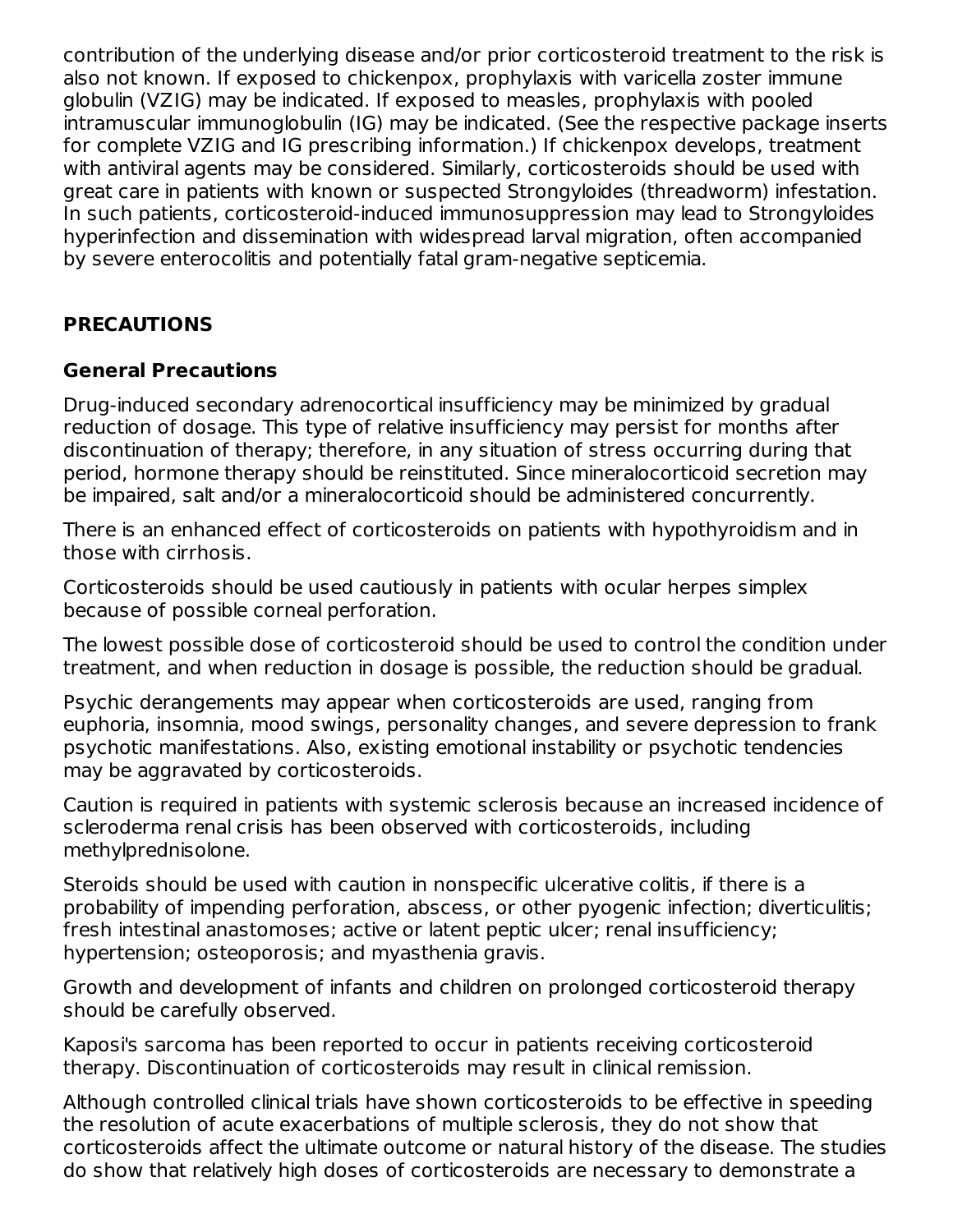contribution of the underlying disease and/or prior corticosteroid treatment to the risk is also not known. If exposed to chickenpox, prophylaxis with varicella zoster immune globulin (VZIG) may be indicated. If exposed to measles, prophylaxis with pooled intramuscular immunoglobulin (IG) may be indicated. (See the respective package inserts for complete VZIG and IG prescribing information.) If chickenpox develops, treatment with antiviral agents may be considered. Similarly, corticosteroids should be used with great care in patients with known or suspected Strongyloides (threadworm) infestation. In such patients, corticosteroid-induced immunosuppression may lead to Strongyloides hyperinfection and dissemination with widespread larval migration, often accompanied by severe enterocolitis and potentially fatal gram-negative septicemia.

## PRECAUTIONS

### General Precautions

Drug-induced secondary adrenocortical insufficiency may be minimized by gradual reduction of dosage. This type of relative insufficiency may persist for months after discontinuation of therapy; therefore, in any situation of stress occurring during that period, hormone therapy should be reinstituted. Since mineralocorticoid secretion may be impaired, salt and/or a mineralocorticoid should be administered concurrently.

There is an enhanced effect of corticosteroids on patients with hypothyroidism and in those with cirrhosis.

Corticosteroids should be used cautiously in patients with ocular herpes simplex because of possible corneal perforation.

The lowest possible dose of corticosteroid should be used to control the condition under treatment, and when reduction in dosage is possible, the reduction should be gradual.

Psychic derangements may appear when corticosteroids are used, ranging from euphoria, insomnia, mood swings, personality changes, and severe depression to frank psychotic manifestations. Also, existing emotional instability or psychotic tendencies may be aggravated by corticosteroids.

Caution is required in patients with systemic sclerosis because an increased incidence of scleroderma renal crisis has been observed with corticosteroids, including methylprednisolone.

Steroids should be used with caution in nonspecific ulcerative colitis, if there is a probability of impending perforation, abscess, or other pyogenic infection; diverticulitis; fresh intestinal anastomoses; active or latent peptic ulcer; renal insufficiency; hypertension; osteoporosis; and myasthenia gravis.

Growth and development of infants and children on prolonged corticosteroid therapy should be carefully observed.

Kaposi's sarcoma has been reported to occur in patients receiving corticosteroid therapy. Discontinuation of corticosteroids may result in clinical remission.

Although controlled clinical trials have shown corticosteroids to be effective in speeding the resolution of acute exacerbations of multiple sclerosis, they do not show that corticosteroids affect the ultimate outcome or natural history of the disease. The studies do show that relatively high doses of corticosteroids are necessary to demonstrate a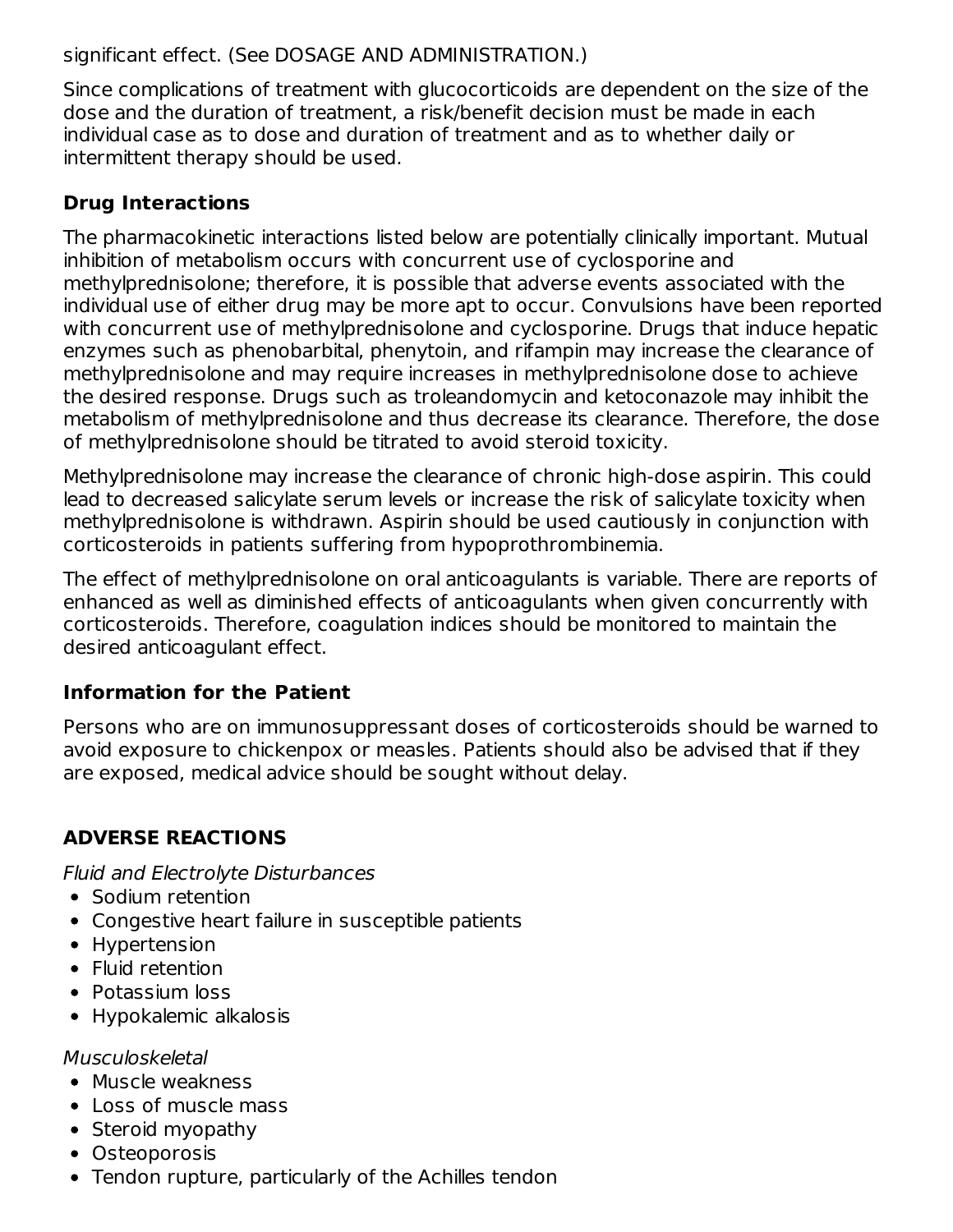significant effect. (See DOSAGE AND ADMINISTRATION.)

Since complications of treatment with glucocorticoids are dependent on the size of the dose and the duration of treatment, a risk/benefit decision must be made in each individual case as to dose and duration of treatment and as to whether daily or intermittent therapy should be used.

### Drug Interactions

The pharmacokinetic interactions listed below are potentially clinically important. Mutual inhibition of metabolism occurs with concurrent use of cyclosporine and methylprednisolone; therefore, it is possible that adverse events associated with the individual use of either drug may be more apt to occur. Convulsions have been reported with concurrent use of methylprednisolone and cyclosporine. Drugs that induce hepatic enzymes such as phenobarbital, phenytoin, and rifampin may increase the clearance of methylprednisolone and may require increases in methylprednisolone dose to achieve the desired response. Drugs such as troleandomycin and ketoconazole may inhibit the metabolism of methylprednisolone and thus decrease its clearance. Therefore, the dose of methylprednisolone should be titrated to avoid steroid toxicity.

Methylprednisolone may increase the clearance of chronic high-dose aspirin. This could lead to decreased salicylate serum levels or increase the risk of salicylate toxicity when methylprednisolone is withdrawn. Aspirin should be used cautiously in conjunction with corticosteroids in patients suffering from hypoprothrombinemia.

The effect of methylprednisolone on oral anticoagulants is variable. There are reports of enhanced as well as diminished effects of anticoagulants when given concurrently with corticosteroids. Therefore, coagulation indices should be monitored to maintain the desired anticoagulant effect.

### Information for the Patient

Persons who are on immunosuppressant doses of corticosteroids should be warned to avoid exposure to chickenpox or measles. Patients should also be advised that if they are exposed, medical advice should be sought without delay.

## ADVERSE REACTIONS

*Fluid and Electrolyte Disturbances*

- Sodium retention
- Congestive heart failure in susceptible patients
- Hypertension
- Fluid retention
- Potassium loss
- Hypokalemic alkalosis

*Musculoskeletal*

- Muscle weakness
- Loss of muscle mass
- Steroid myopathy
- Osteoporosis
- Tendon rupture, particularly of the Achilles tendon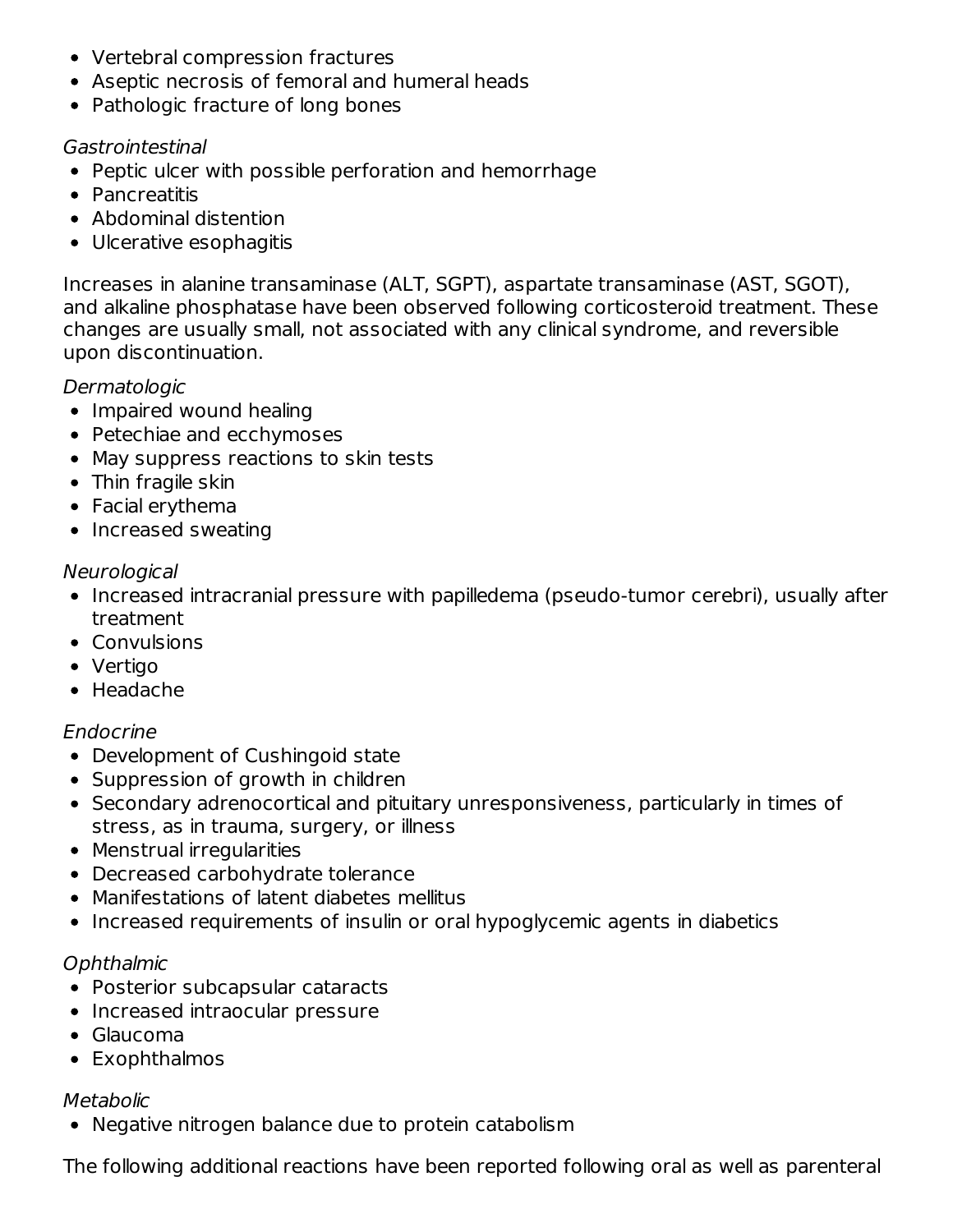- Vertebral compression fractures
- Aseptic necrosis of femoral and humeral heads
- Pathologic fracture of long bones

*Gastrointestinal*

- Peptic ulcer with possible perforation and hemorrhage
- Pancreatitis
- Abdominal distention
- Ulcerative esophagitis

Increases in alanine transaminase (ALT, SGPT), aspartate transaminase (AST, SGOT), and alkaline phosphatase have been observed following corticosteroid treatment. These changes are usually small, not associated with any clinical syndrome, and reversible upon discontinuation.

*Dermatologic*

- Impaired wound healing
- Petechiae and ecchymoses
- May suppress reactions to skin tests
- Thin fragile skin
- Facial erythema
- Increased sweating

*Neurological*

- Increased intracranial pressure with papilledema (pseudo-tumor cerebri), usually after treatment
- Convulsions
- Vertigo
- Headache

*Endocrine*

- Development of Cushingoid state
- Suppression of growth in children
- Secondary adrenocortical and pituitary unresponsiveness, particularly in times of stress, as in trauma, surgery, or illness
- Menstrual irregularities
- Decreased carbohydrate tolerance
- Manifestations of latent diabetes mellitus
- Increased requirements of insulin or oral hypoglycemic agents in diabetics

*Ophthalmic*

- Posterior subcapsular cataracts
- Increased intraocular pressure
- Glaucoma
- Exophthalmos

*Metabolic*

- Negative nitrogen balance due to protein catabolism

The following additional reactions have been reported following oral as well as parenteral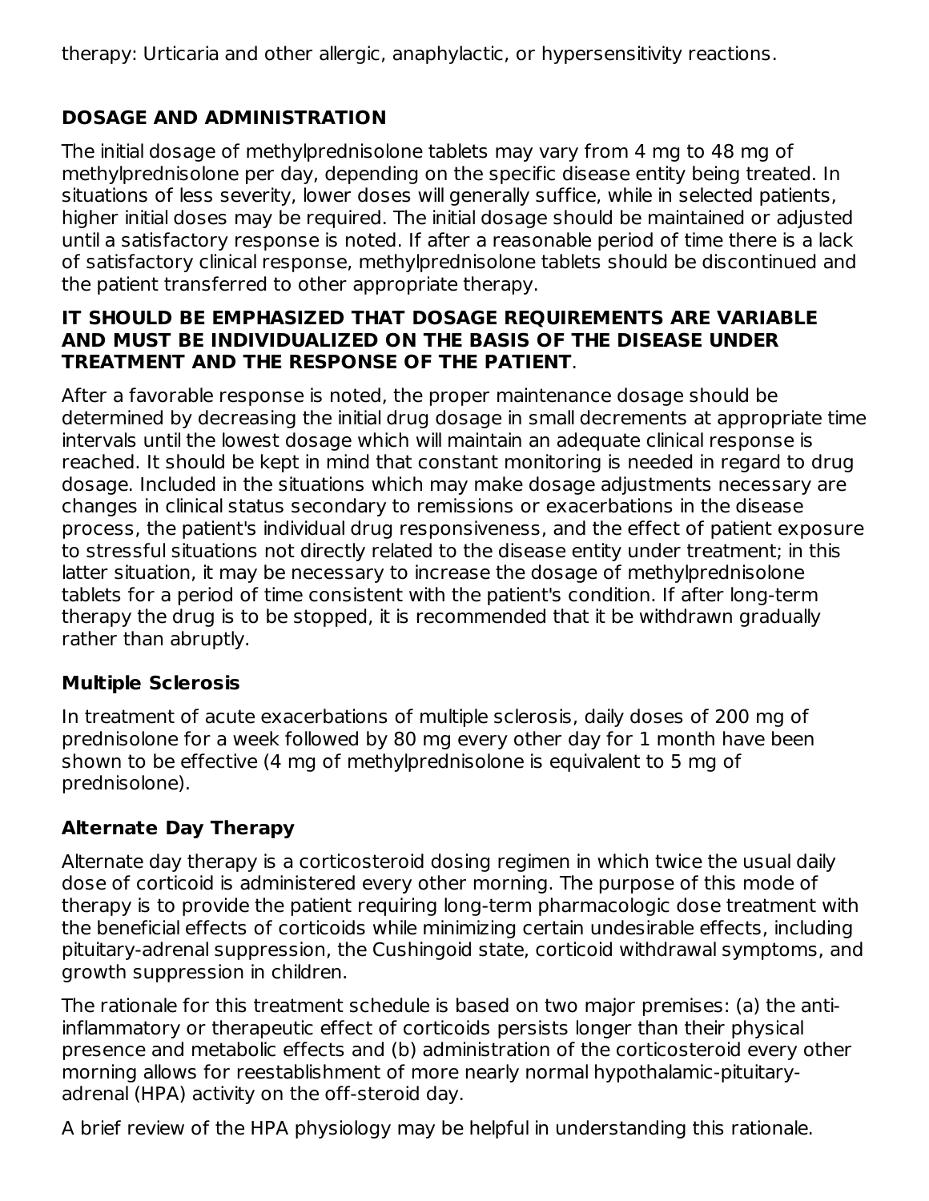therapy: Urticaria and other allergic, anaphylactic, or hypersensitivity reactions.

## DOSAGE AND ADMINISTRATION

The initial dosage of methylprednisolone tablets may vary from 4 mg to 48 mg of methylprednisolone per day, depending on the specific disease entity being treated. In situations of less severity, lower doses will generally suffice, while in selected patients, higher initial doses may be required. The initial dosage should be maintained or adjusted until a satisfactory response is noted. If after a reasonable period of time there is a lack of satisfactory clinical response, methylprednisolone tablets should be discontinued and the patient transferred to other appropriate therapy.

**IT SHOULD BE EMPHASIZED THAT DOSAGE REQUIREMENTS ARE VARIABLE AND MUST BE INDIVIDUALIZED ON THE BASIS OF THE DISEASE UNDER TREATMENT AND THE RESPONSE OF THE PATIENT**.

After a favorable response is noted, the proper maintenance dosage should be determined by decreasing the initial drug dosage in small decrements at appropriate time intervals until the lowest dosage which will maintain an adequate clinical response is reached. It should be kept in mind that constant monitoring is needed in regard to drug dosage. Included in the situations which may make dosage adjustments necessary are changes in clinical status secondary to remissions or exacerbations in the disease process, the patient's individual drug responsiveness, and the effect of patient exposure to stressful situations not directly related to the disease entity under treatment; in this latter situation, it may be necessary to increase the dosage of methylprednisolone tablets for a period of time consistent with the patient's condition. If after long-term therapy the drug is to be stopped, it is recommended that it be withdrawn gradually rather than abruptly.

### Multiple Sclerosis

In treatment of acute exacerbations of multiple sclerosis, daily doses of 200 mg of prednisolone for a week followed by 80 mg every other day for 1 month have been shown to be effective (4 mg of methylprednisolone is equivalent to 5 mg of prednisolone).

### Alternate Day Therapy

Alternate day therapy is a corticosteroid dosing regimen in which twice the usual daily dose of corticoid is administered every other morning. The purpose of this mode of therapy is to provide the patient requiring long-term pharmacologic dose treatment with the beneficial effects of corticoids while minimizing certain undesirable effects, including pituitary-adrenal suppression, the Cushingoid state, corticoid withdrawal symptoms, and growth suppression in children.

The rationale for this treatment schedule is based on two major premises: (a) the anti-inflammatory or therapeutic effect of corticoids persists longer than their physical presence and metabolic effects and (b) administration of the corticosteroid every other morning allows for reestablishment of more nearly normal hypothalamic-pituitary-adrenal (HPA) activity on the off-steroid day.

A brief review of the HPA physiology may be helpful in understanding this rationale.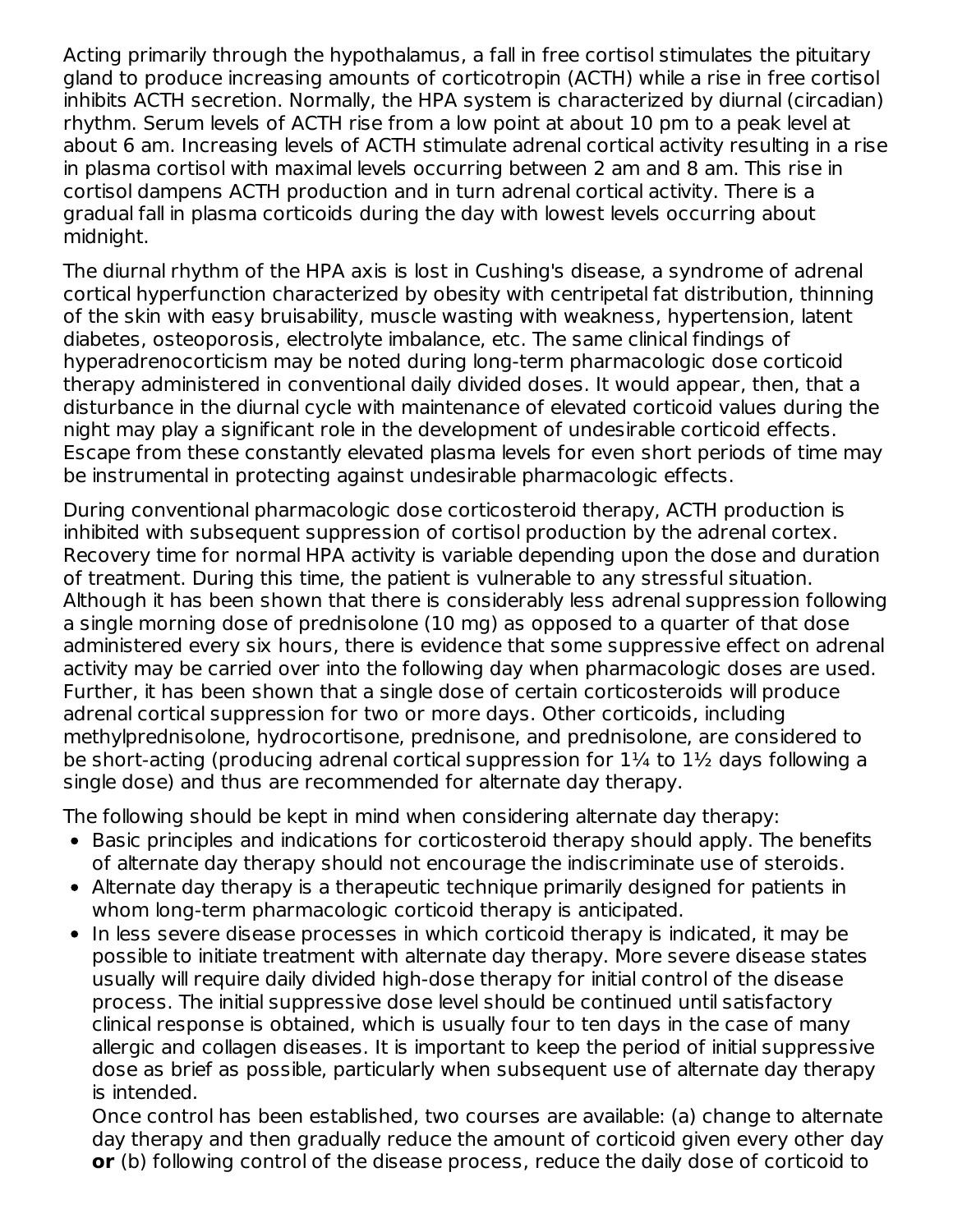Acting primarily through the hypothalamus, a fall in free cortisol stimulates the pituitary gland to produce increasing amounts of corticotropin (ACTH) while a rise in free cortisol inhibits ACTH secretion. Normally, the HPA system is characterized by diurnal (circadian) rhythm. Serum levels of ACTH rise from a low point at about 10 pm to a peak level at about 6 am. Increasing levels of ACTH stimulate adrenal cortical activity resulting in a rise in plasma cortisol with maximal levels occurring between 2 am and 8 am. This rise in cortisol dampens ACTH production and in turn adrenal cortical activity. There is a gradual fall in plasma corticoids during the day with lowest levels occurring about midnight.

The diurnal rhythm of the HPA axis is lost in Cushing's disease, a syndrome of adrenal cortical hyperfunction characterized by obesity with centripetal fat distribution, thinning of the skin with easy bruisability, muscle wasting with weakness, hypertension, latent diabetes, osteoporosis, electrolyte imbalance, etc. The same clinical findings of hyperadrenocorticism may be noted during long-term pharmacologic dose corticoid therapy administered in conventional daily divided doses. It would appear, then, that a disturbance in the diurnal cycle with maintenance of elevated corticoid values during the night may play a significant role in the development of undesirable corticoid effects. Escape from these constantly elevated plasma levels for even short periods of time may be instrumental in protecting against undesirable pharmacologic effects.

During conventional pharmacologic dose corticosteroid therapy, ACTH production is inhibited with subsequent suppression of cortisol production by the adrenal cortex. Recovery time for normal HPA activity is variable depending upon the dose and duration of treatment. During this time, the patient is vulnerable to any stressful situation. Although it has been shown that there is considerably less adrenal suppression following a single morning dose of prednisolone (10 mg) as opposed to a quarter of that dose administered every six hours, there is evidence that some suppressive effect on adrenal activity may be carried over into the following day when pharmacologic doses are used. Further, it has been shown that a single dose of certain corticosteroids will produce adrenal cortical suppression for two or more days. Other corticoids, including methylprednisolone, hydrocortisone, prednisone, and prednisolone, are considered to be short-acting (producing adrenal cortical suppression for 1¼ to 1½ days following a single dose) and thus are recommended for alternate day therapy.

The following should be kept in mind when considering alternate day therapy:

- Basic principles and indications for corticosteroid therapy should apply. The benefits of alternate day therapy should not encourage the indiscriminate use of steroids.
- Alternate day therapy is a therapeutic technique primarily designed for patients in whom long-term pharmacologic corticoid therapy is anticipated.
- In less severe disease processes in which corticoid therapy is indicated, it may be possible to initiate treatment with alternate day therapy. More severe disease states usually will require daily divided high-dose therapy for initial control of the disease process. The initial suppressive dose level should be continued until satisfactory clinical response is obtained, which is usually four to ten days in the case of many allergic and collagen diseases. It is important to keep the period of initial suppressive dose as brief as possible, particularly when subsequent use of alternate day therapy is intended.

  Once control has been established, two courses are available: (a) change to alternate day therapy and then gradually reduce the amount of corticoid given every other day **or** (b) following control of the disease process, reduce the daily dose of corticoid to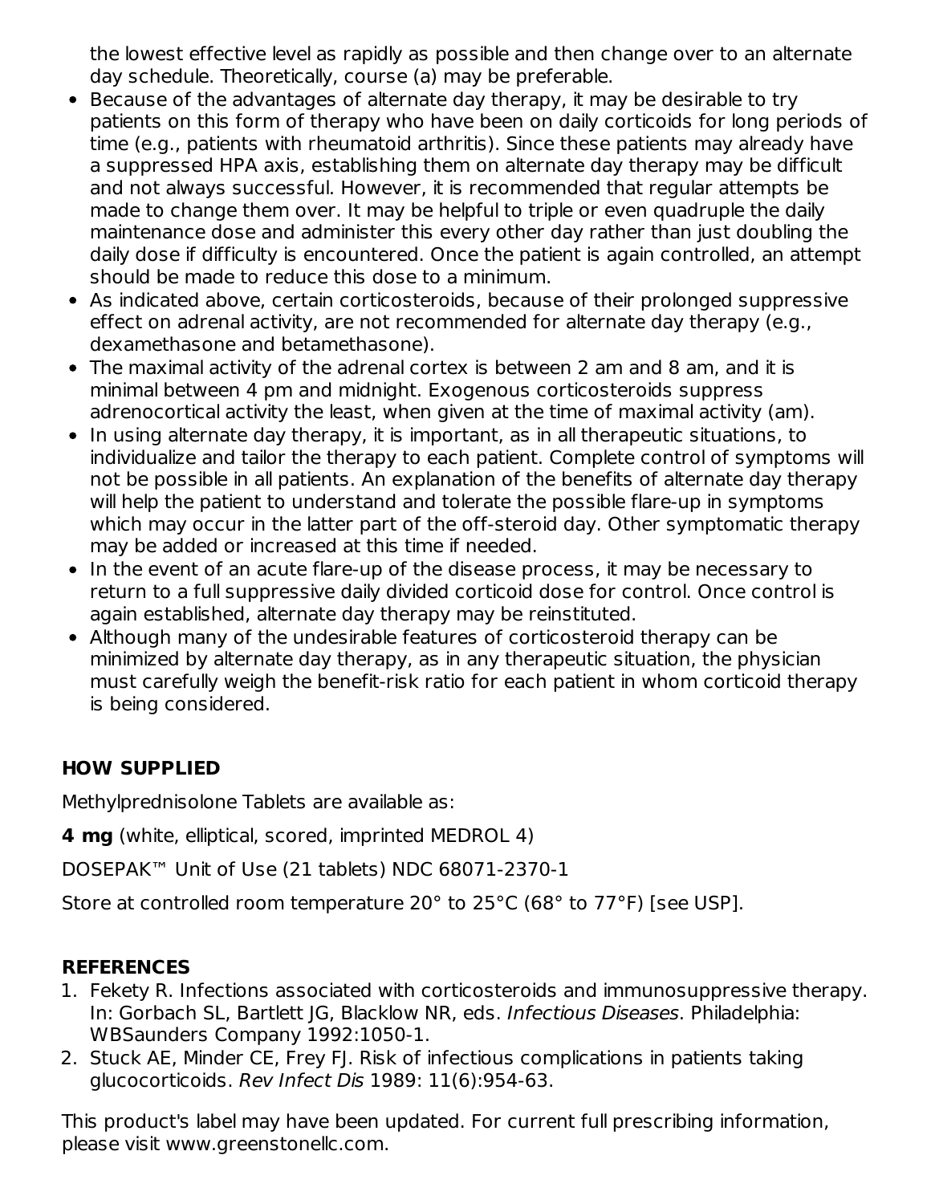the lowest effective level as rapidly as possible and then change over to an alternate day schedule. Theoretically, course (a) may be preferable.

- Because of the advantages of alternate day therapy, it may be desirable to try patients on this form of therapy who have been on daily corticoids for long periods of time (e.g., patients with rheumatoid arthritis). Since these patients may already have a suppressed HPA axis, establishing them on alternate day therapy may be difficult and not always successful. However, it is recommended that regular attempts be made to change them over. It may be helpful to triple or even quadruple the daily maintenance dose and administer this every other day rather than just doubling the daily dose if difficulty is encountered. Once the patient is again controlled, an attempt should be made to reduce this dose to a minimum.
- As indicated above, certain corticosteroids, because of their prolonged suppressive effect on adrenal activity, are not recommended for alternate day therapy (e.g., dexamethasone and betamethasone).
- The maximal activity of the adrenal cortex is between 2 am and 8 am, and it is minimal between 4 pm and midnight. Exogenous corticosteroids suppress adrenocortical activity the least, when given at the time of maximal activity (am).
- In using alternate day therapy, it is important, as in all therapeutic situations, to individualize and tailor the therapy to each patient. Complete control of symptoms will not be possible in all patients. An explanation of the benefits of alternate day therapy will help the patient to understand and tolerate the possible flare-up in symptoms which may occur in the latter part of the off-steroid day. Other symptomatic therapy may be added or increased at this time if needed.
- In the event of an acute flare-up of the disease process, it may be necessary to return to a full suppressive daily divided corticoid dose for control. Once control is again established, alternate day therapy may be reinstituted.
- Although many of the undesirable features of corticosteroid therapy can be minimized by alternate day therapy, as in any therapeutic situation, the physician must carefully weigh the benefit-risk ratio for each patient in whom corticoid therapy is being considered.

## HOW SUPPLIED

Methylprednisolone Tablets are available as:

**4 mg** (white, elliptical, scored, imprinted MEDROL 4)

DOSEPAK™ Unit of Use (21 tablets) NDC 68071-2370-1

Store at controlled room temperature 20° to 25°C (68° to 77°F) [see USP].

## REFERENCES

1. Fekety R. Infections associated with corticosteroids and immunosuppressive therapy. In: Gorbach SL, Bartlett JG, Blacklow NR, eds. *Infectious Diseases*. Philadelphia: WBSaunders Company 1992:1050-1.
2. Stuck AE, Minder CE, Frey FJ. Risk of infectious complications in patients taking glucocorticoids. *Rev Infect Dis* 1989: 11(6):954-63.

This product's label may have been updated. For current full prescribing information, please visit www.greenstonellc.com.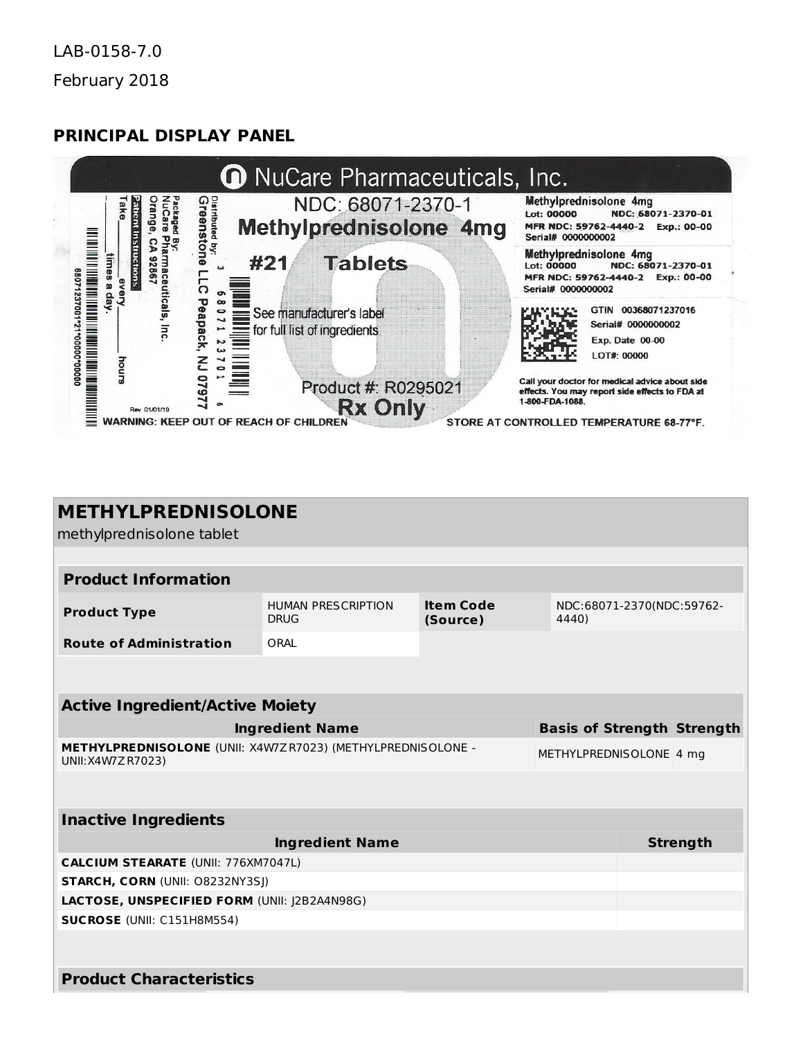LAB-0158-7.0

February 2018

## PRINCIPAL DISPLAY PANEL

NuCare Pharmaceuticals, Inc.

NDC: 68071-2370-1

Methylprednisolone 4mg

#21 Tablets

See manufacturer's label for full list of ingredients

Product #: R0295021

Rx Only

Distributed by: Greenstone LLC Peapack, NJ 07977

Packaged By: NuCare Pharmaceuticals, Inc. Orange, CA 92867

Patient Instructions: Take ______ every ______ hours times a day.

Rev 01/01/19

Methylprednisolone 4mg
Lot: 00000 NDC: 68071-2370-01
MFR NDC: 59762-4440-2 Exp.: 00-00
Serial# 0000000002

Methylprednisolone 4mg
Lot: 00000 NDC: 68071-2370-01
MFR NDC: 59762-4440-2 Exp.: 00-00
Serial# 0000000002

GTIN 00368071237016
Serial# 0000000002
Exp. Date 00-00
LOT#: 00000

Call your doctor for medical advice about side effects. You may report side effects to FDA at 1-800-FDA-1088.

WARNING: KEEP OUT OF REACH OF CHILDREN

STORE AT CONTROLLED TEMPERATURE 68-77°F.

## METHYLPREDNISOLONE

methylprednisolone tablet

### Product Information

| | | | |
|---|---|---|---|
| **Product Type** | HUMAN PRESCRIPTION DRUG | **Item Code (Source)** | NDC:68071-2370(NDC:59762-4440) |
| **Route of Administration** | ORAL | | |

### Active Ingredient/Active Moiety

| Ingredient Name | Basis of Strength | Strength |
|---|---|---|
| **METHYLPREDNISOLONE** (UNII: X4W7ZR7023) (METHYLPREDNISOLONE - UNII:X4W7ZR7023) | METHYLPREDNISOLONE | 4 mg |

### Inactive Ingredients

| Ingredient Name | Strength |
|---|---|
| **CALCIUM STEARATE** (UNII: 776XM7047L) | |
| **STARCH, CORN** (UNII: O8232NY3SJ) | |
| **LACTOSE, UNSPECIFIED FORM** (UNII: J2B2A4N98G) | |
| **SUCROSE** (UNII: C151H8M554) | |

### Product Characteristics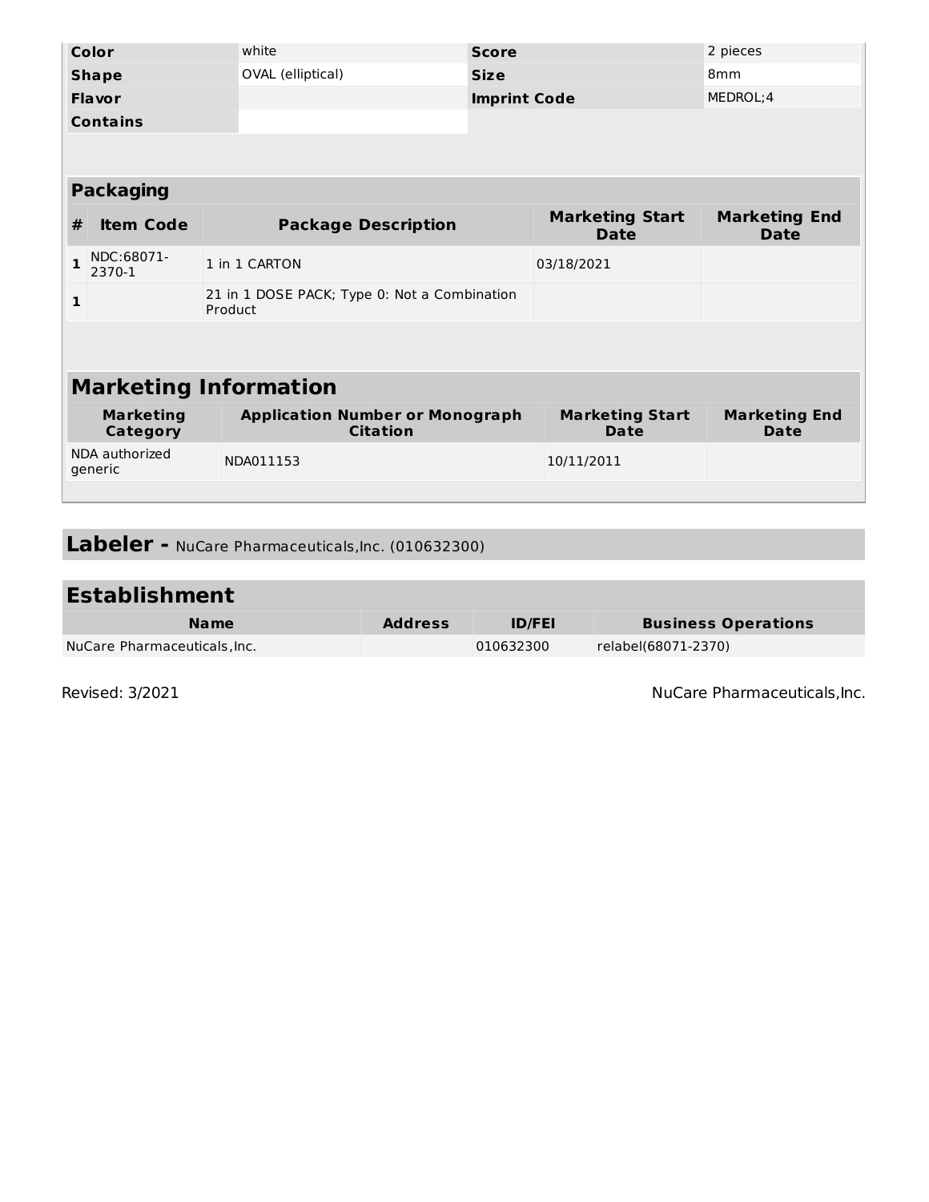| | | | |
|---|---|---|---|
| **Color** | white | **Score** | 2 pieces |
| **Shape** | OVAL (elliptical) | **Size** | 8mm |
| **Flavor** | | **Imprint Code** | MEDROL;4 |
| **Contains** | | | |

## Packaging

| # | Item Code | Package Description | Marketing Start Date | Marketing End Date |
|---|---|---|---|---|
| 1 | NDC:68071-2370-1 | 1 in 1 CARTON | 03/18/2021 | |
| 1 | | 21 in 1 DOSE PACK; Type 0: Not a Combination Product | | |

## Marketing Information

| Marketing Category | Application Number or Monograph Citation | Marketing Start Date | Marketing End Date |
|---|---|---|---|
| NDA authorized generic | NDA011153 | 10/11/2011 | |

## Labeler - NuCare Pharmaceuticals,Inc. (010632300)

## Establishment

| Name | Address | ID/FEI | Business Operations |
|---|---|---|---|
| NuCare Pharmaceuticals,Inc. | | 010632300 | relabel(68071-2370) |

Revised: 3/2021

NuCare Pharmaceuticals,Inc.